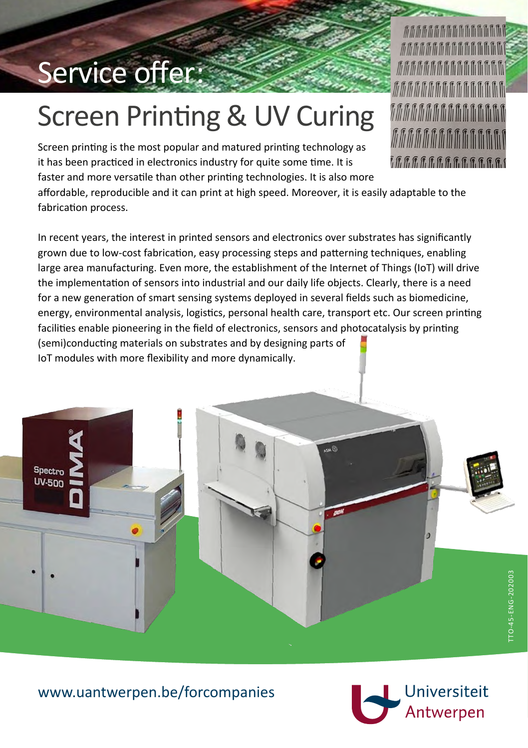# Service offer:

## Screen Printing & UV Curing

Screen printing is the most popular and matured printing technology as it has been practiced in electronics industry for quite some time. It is faster and more versatile than other printing technologies. It is also more affordable, reproducible and it can print at high speed. Moreover, it is easily adaptable to the fabrication process.

In recent years, the interest in printed sensors and electronics over substrates has significantly grown due to low-cost fabrication, easy processing steps and patterning techniques, enabling large area manufacturing. Even more, the establishment of the Internet of Things (IoT) will drive the implementation of sensors into industrial and our daily life objects. Clearly, there is a need for a new generation of smart sensing systems deployed in several fields such as biomedicine, energy, environmental analysis, logistics, personal health care, transport etc. Our screen printing facilities enable pioneering in the field of electronics, sensors and photocatalysis by printing (semi)conducting materials on substrates and by designing parts of IoT modules with more flexibility and more dynamically.

www.uantwerpen.be/forcompanies

Universiteit Antwerpen

TTO-45-ENG-202003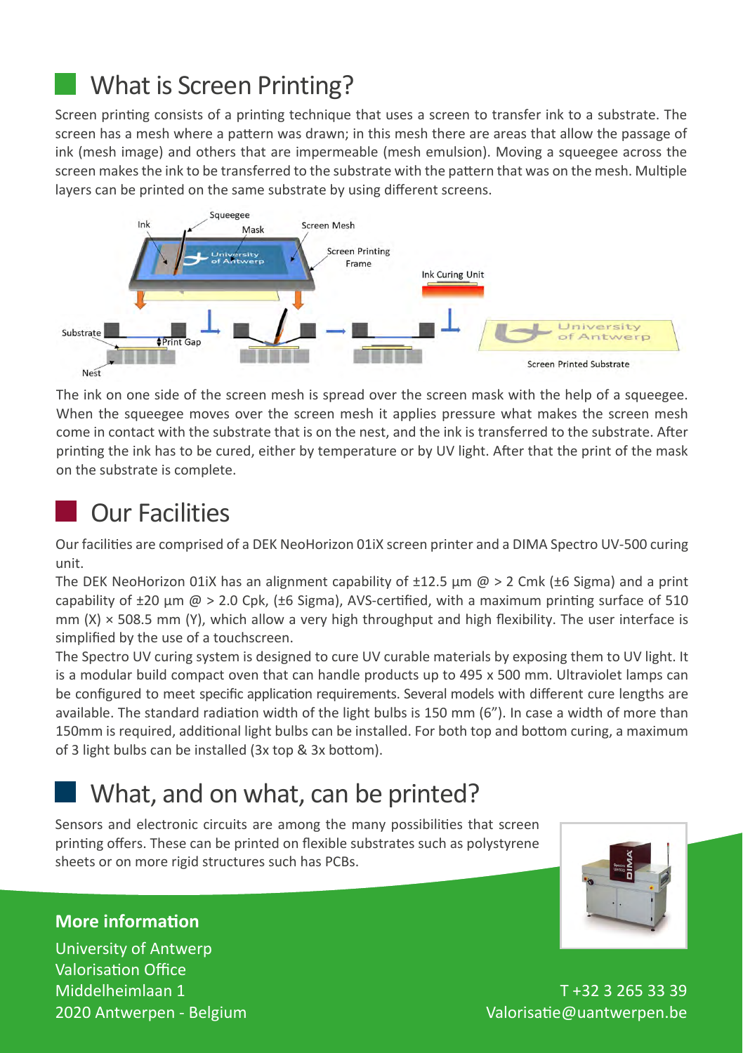## What is Screen Printing?

Screen printing consists of a printing technique that uses a screen to transfer ink to a substrate. The screen has a mesh where a pattern was drawn; in this mesh there are areas that allow the passage of ink (mesh image) and others that are impermeable (mesh emulsion). Moving a squeegee across the screen makes the ink to be transferred to the substrate with the pattern that was on the mesh. Multiple layers can be printed on the same substrate by using different screens.

Squeegee
Ink
Mask
Screen Mesh
Screen Printing Frame
Ink Curing Unit
Substrate
Print Gap
Nest
Screen Printed Substrate

The ink on one side of the screen mesh is spread over the screen mask with the help of a squeegee. When the squeegee moves over the screen mesh it applies pressure what makes the screen mesh come in contact with the substrate that is on the nest, and the ink is transferred to the substrate. After printing the ink has to be cured, either by temperature or by UV light. After that the print of the mask on the substrate is complete.

## Our Facilities

Our facilities are comprised of a DEK NeoHorizon 01iX screen printer and a DIMA Spectro UV-500 curing unit.

The DEK NeoHorizon 01iX has an alignment capability of ±12.5 µm @ > 2 Cmk (±6 Sigma) and a print capability of ±20 µm @ > 2.0 Cpk, (±6 Sigma), AVS-certified, with a maximum printing surface of 510 mm (X) × 508.5 mm (Y), which allow a very high throughput and high flexibility. The user interface is simplified by the use of a touchscreen.

The Spectro UV curing system is designed to cure UV curable materials by exposing them to UV light. It is a modular build compact oven that can handle products up to 495 x 500 mm. Ultraviolet lamps can be configured to meet specific application requirements. Several models with different cure lengths are available. The standard radiation width of the light bulbs is 150 mm (6"). In case a width of more than 150mm is required, additional light bulbs can be installed. For both top and bottom curing, a maximum of 3 light bulbs can be installed (3x top & 3x bottom).

## What, and on what, can be printed?

Sensors and electronic circuits are among the many possibilities that screen printing offers. These can be printed on flexible substrates such as polystyrene sheets or on more rigid structures such has PCBs.

**More information**

University of Antwerp
Valorisation Office
Middelheimlaan 1
2020 Antwerpen - Belgium

T +32 3 265 33 39
Valorisatie@uantwerpen.be